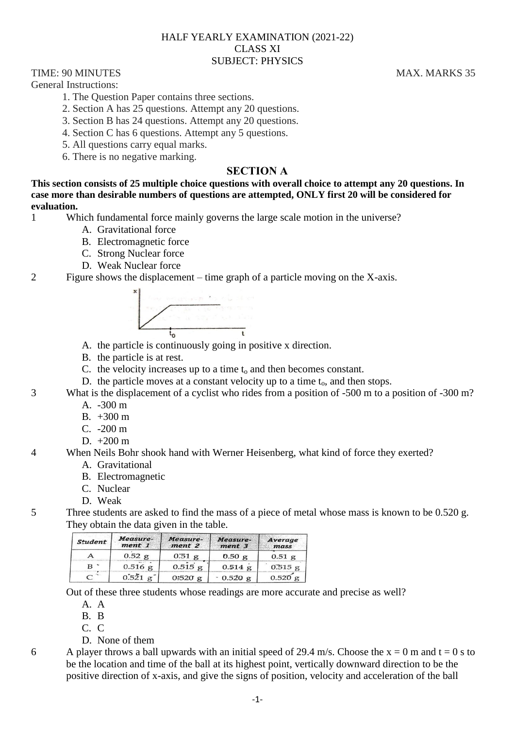HALF YEARLY EXAMINATION (2021-22)
CLASS XI
SUBJECT: PHYSICS

TIME: 90 MINUTES MAX. MARKS 35

General Instructions:

1. The Question Paper contains three sections.
2. Section A has 25 questions. Attempt any 20 questions.
3. Section B has 24 questions. Attempt any 20 questions.
4. Section C has 6 questions. Attempt any 5 questions.
5. All questions carry equal marks.
6. There is no negative marking.

## SECTION A

**This section consists of 25 multiple choice questions with overall choice to attempt any 20 questions. In case more than desirable numbers of questions are attempted, ONLY first 20 will be considered for evaluation.**

1 Which fundamental force mainly governs the large scale motion in the universe?
   A. Gravitational force
   B. Electromagnetic force
   C. Strong Nuclear force
   D. Weak Nuclear force

2 Figure shows the displacement – time graph of a particle moving on the X-axis.
   A. the particle is continuously going in positive x direction.
   B. the particle is at rest.
   C. the velocity increases up to a time $t_o$ and then becomes constant.
   D. the particle moves at a constant velocity up to a time $t_o$, and then stops.

3 What is the displacement of a cyclist who rides from a position of -500 m to a position of -300 m?
   A. -300 m
   B. +300 m
   C. -200 m
   D. +200 m

4 When Neils Bohr shook hand with Werner Heisenberg, what kind of force they exerted?
   A. Gravitational
   B. Electromagnetic
   C. Nuclear
   D. Weak

5 Three students are asked to find the mass of a piece of metal whose mass is known to be 0.520 g. They obtain the data given in the table.

| Student | Measurement 1 | Measurement 2 | Measurement 3 | Average mass |
|---|---|---|---|---|
| A | 0.52 g | 0.51 g | 0.50 g | 0.51 g |
| B | 0.516 g | 0.515 g | 0.514 g | 0.515 g |
| C | 0.521 g | 0.520 g | 0.520 g | 0.520 g |

Out of these three students whose readings are more accurate and precise as well?
   A. A
   B. B
   C. C
   D. None of them

6 A player throws a ball upwards with an initial speed of 29.4 m/s. Choose the x = 0 m and t = 0 s to be the location and time of the ball at its highest point, vertically downward direction to be the positive direction of x-axis, and give the signs of position, velocity and acceleration of the ball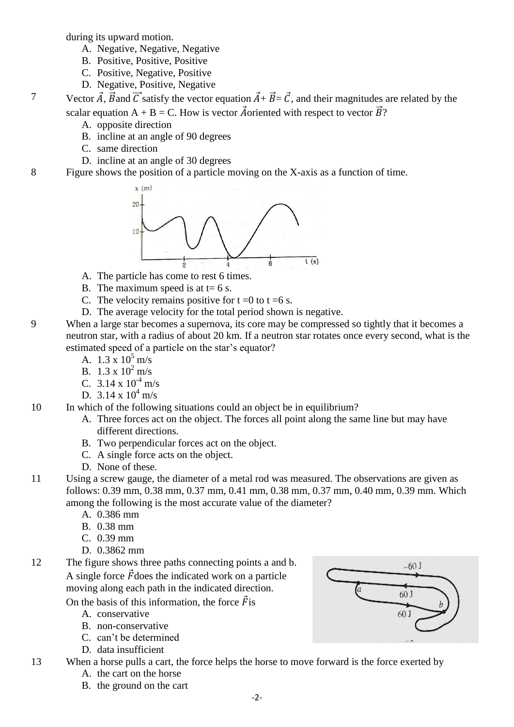during its upward motion.

A. Negative, Negative, Negative
B. Positive, Positive, Positive
C. Positive, Negative, Positive
D. Negative, Positive, Negative

7 Vector $\vec{A}$, $\vec{B}$ and $\vec{C}$ satisfy the vector equation $\vec{A} + \vec{B} = \vec{C}$, and their magnitudes are related by the scalar equation A + B = C. How is vector $\vec{A}$ oriented with respect to vector $\vec{B}$?

A. opposite direction
B. incline at an angle of 90 degrees
C. same direction
D. incline at an angle of 30 degrees

8 Figure shows the position of a particle moving on the X-axis as a function of time.

A. The particle has come to rest 6 times.
B. The maximum speed is at t= 6 s.
C. The velocity remains positive for t =0 to t =6 s.
D. The average velocity for the total period shown is negative.

9 When a large star becomes a supernova, its core may be compressed so tightly that it becomes a neutron star, with a radius of about 20 km. If a neutron star rotates once every second, what is the estimated speed of a particle on the star's equator?

A. $1.3 \times 10^5$ m/s
B. $1.3 \times 10^2$ m/s
C. $3.14 \times 10^{-4}$ m/s
D. $3.14 \times 10^4$ m/s

10 In which of the following situations could an object be in equilibrium?

A. Three forces act on the object. The forces all point along the same line but may have different directions.
B. Two perpendicular forces act on the object.
C. A single force acts on the object.
D. None of these.

11 Using a screw gauge, the diameter of a metal rod was measured. The observations are given as follows: 0.39 mm, 0.38 mm, 0.37 mm, 0.41 mm, 0.38 mm, 0.37 mm, 0.40 mm, 0.39 mm. Which among the following is the most accurate value of the diameter?

A. 0.386 mm
B. 0.38 mm
C. 0.39 mm
D. 0.3862 mm

12 The figure shows three paths connecting points a and b. A single force $\vec{F}$ does the indicated work on a particle moving along each path in the indicated direction. On the basis of this information, the force $\vec{F}$ is

A. conservative
B. non-conservative
C. can't be determined
D. data insufficient

13 When a horse pulls a cart, the force helps the horse to move forward is the force exerted by

A. the cart on the horse
B. the ground on the cart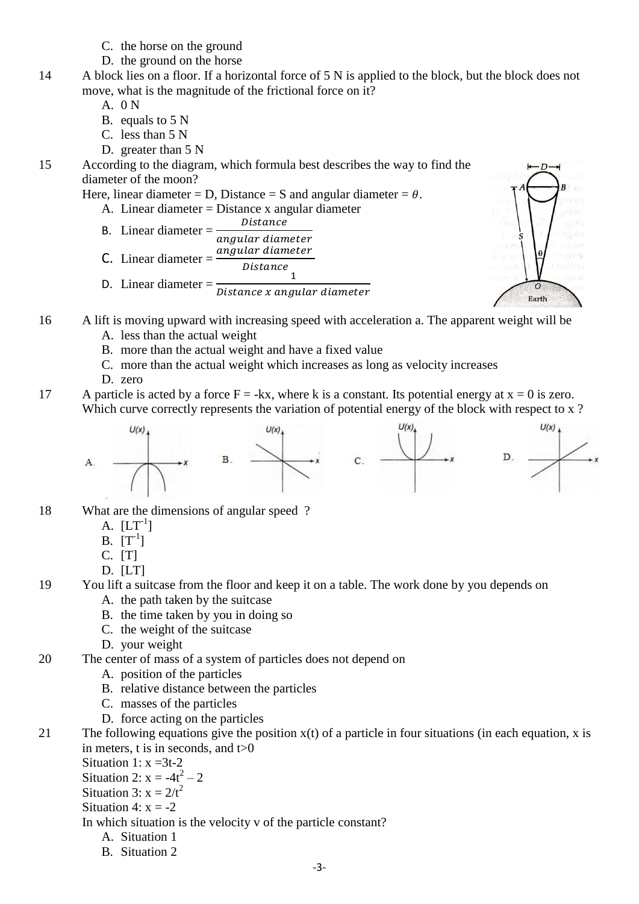C. the horse on the ground
D. the ground on the horse

14 A block lies on a floor. If a horizontal force of 5 N is applied to the block, but the block does not move, what is the magnitude of the frictional force on it?
A. 0 N
B. equals to 5 N
C. less than 5 N
D. greater than 5 N

15 According to the diagram, which formula best describes the way to find the diameter of the moon?
Here, linear diameter = D, Distance = S and angular diameter = $\theta$.
A. Linear diameter = Distance x angular diameter
B. Linear diameter = $\frac{Distance}{angular\ diameter}$
C. Linear diameter = $\frac{angular\ diameter}{Distance}$
D. Linear diameter = $\frac{1}{Distance\ x\ angular\ diameter}$

16 A lift is moving upward with increasing speed with acceleration a. The apparent weight will be
A. less than the actual weight
B. more than the actual weight and have a fixed value
C. more than the actual weight which increases as long as velocity increases
D. zero

17 A particle is acted by a force F = -kx, where k is a constant. Its potential energy at x = 0 is zero. Which curve correctly represents the variation of potential energy of the block with respect to x ?

18 What are the dimensions of angular speed ?
A. $[LT^{-1}]$
B. $[T^{-1}]$
C. $[T]$
D. $[LT]$

19 You lift a suitcase from the floor and keep it on a table. The work done by you depends on
A. the path taken by the suitcase
B. the time taken by you in doing so
C. the weight of the suitcase
D. your weight

20 The center of mass of a system of particles does not depend on
A. position of the particles
B. relative distance between the particles
C. masses of the particles
D. force acting on the particles

21 The following equations give the position x(t) of a particle in four situations (in each equation, x is in meters, t is in seconds, and t>0
Situation 1: $x = 3t - 2$
Situation 2: $x = -4t^2 - 2$
Situation 3: $x = 2/t^2$
Situation 4: $x = -2$
In which situation is the velocity v of the particle constant?
A. Situation 1
B. Situation 2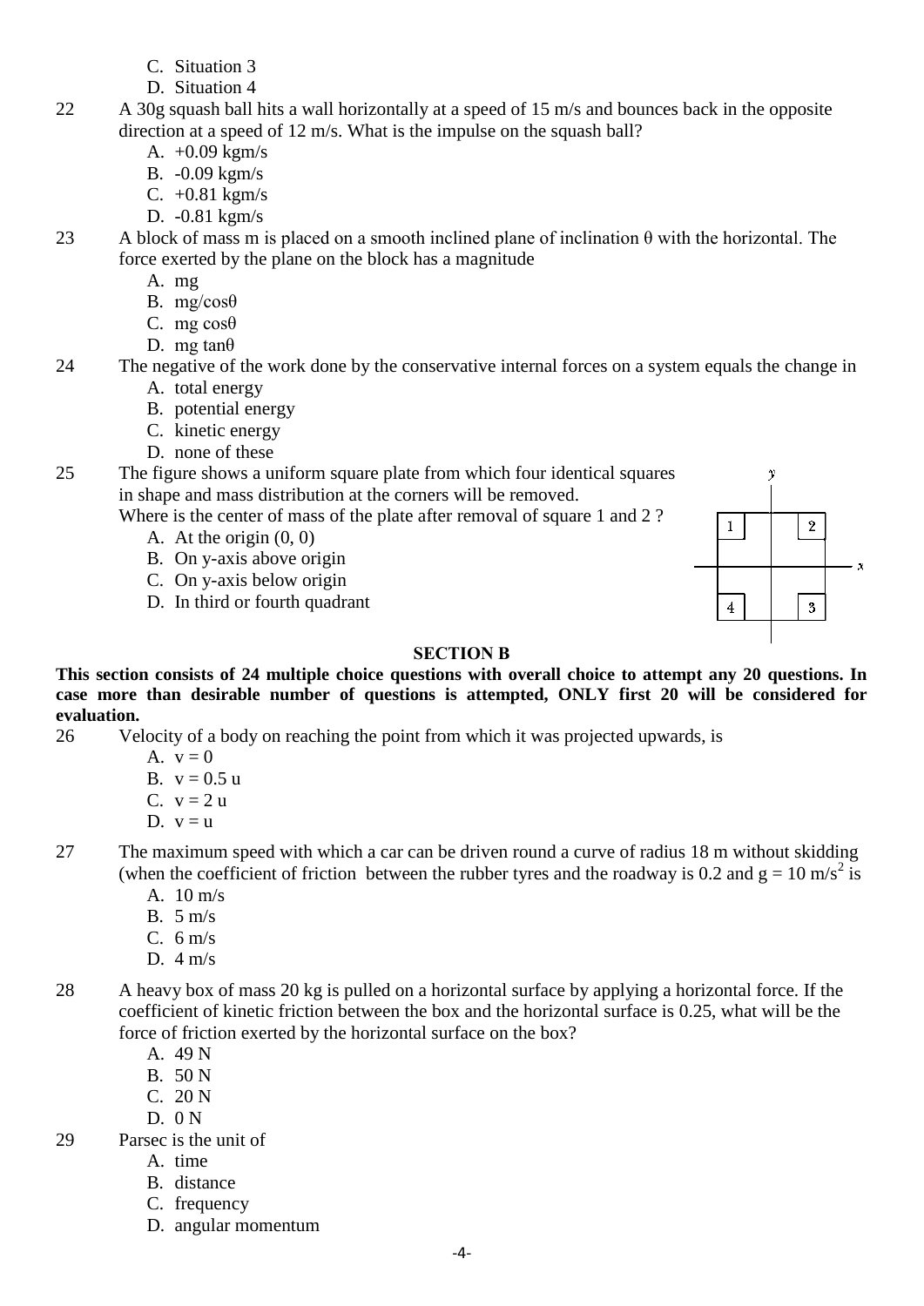C. Situation 3
D. Situation 4

22 A 30g squash ball hits a wall horizontally at a speed of 15 m/s and bounces back in the opposite direction at a speed of 12 m/s. What is the impulse on the squash ball?

A. +0.09 kgm/s
B. -0.09 kgm/s
C. +0.81 kgm/s
D. -0.81 kgm/s

23 A block of mass m is placed on a smooth inclined plane of inclination θ with the horizontal. The force exerted by the plane on the block has a magnitude

A. mg
B. mg/cosθ
C. mg cosθ
D. mg tanθ

24 The negative of the work done by the conservative internal forces on a system equals the change in

A. total energy
B. potential energy
C. kinetic energy
D. none of these

25 The figure shows a uniform square plate from which four identical squares in shape and mass distribution at the corners will be removed. Where is the center of mass of the plate after removal of square 1 and 2 ?

A. At the origin (0, 0)
B. On y-axis above origin
C. On y-axis below origin
D. In third or fourth quadrant

## SECTION B

**This section consists of 24 multiple choice questions with overall choice to attempt any 20 questions. In case more than desirable number of questions is attempted, ONLY first 20 will be considered for evaluation.**

26 Velocity of a body on reaching the point from which it was projected upwards, is

A. v = 0
B. v = 0.5 u
C. v = 2 u
D. v = u

27 The maximum speed with which a car can be driven round a curve of radius 18 m without skidding (when the coefficient of friction between the rubber tyres and the roadway is 0.2 and $g = 10\ m/s^2$ is

A. 10 m/s
B. 5 m/s
C. 6 m/s
D. 4 m/s

28 A heavy box of mass 20 kg is pulled on a horizontal surface by applying a horizontal force. If the coefficient of kinetic friction between the box and the horizontal surface is 0.25, what will be the force of friction exerted by the horizontal surface on the box?

A. 49 N
B. 50 N
C. 20 N
D. 0 N

29 Parsec is the unit of

A. time
B. distance
C. frequency
D. angular momentum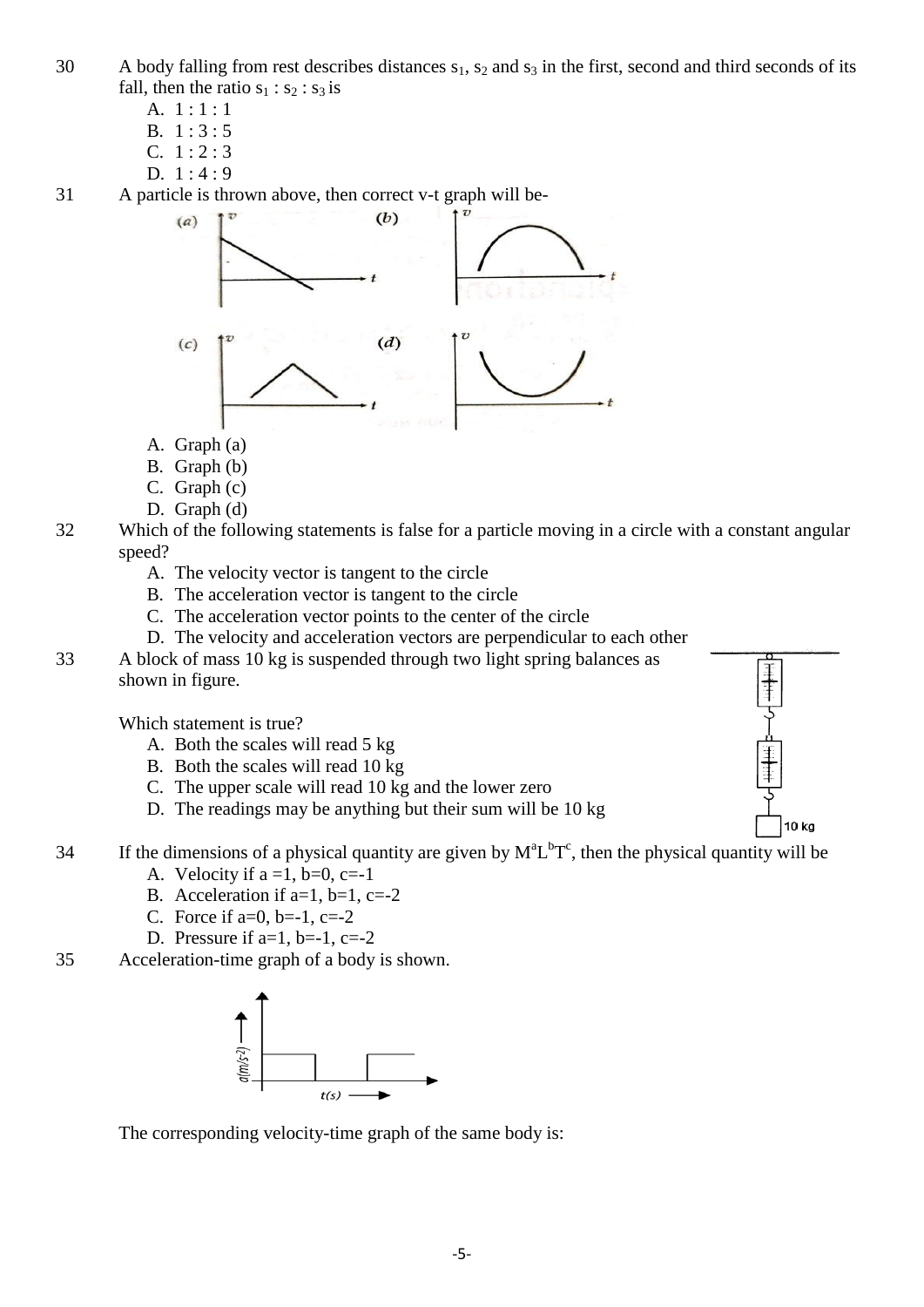30 A body falling from rest describes distances $s_1$, $s_2$ and $s_3$ in the first, second and third seconds of its fall, then the ratio $s_1 : s_2 : s_3$ is

A. 1 : 1 : 1
B. 1 : 3 : 5
C. 1 : 2 : 3
D. 1 : 4 : 9

31 A particle is thrown above, then correct v-t graph will be-

A. Graph (a)
B. Graph (b)
C. Graph (c)
D. Graph (d)

32 Which of the following statements is false for a particle moving in a circle with a constant angular speed?

A. The velocity vector is tangent to the circle
B. The acceleration vector is tangent to the circle
C. The acceleration vector points to the center of the circle
D. The velocity and acceleration vectors are perpendicular to each other

33 A block of mass 10 kg is suspended through two light spring balances as shown in figure.

Which statement is true?

A. Both the scales will read 5 kg
B. Both the scales will read 10 kg
C. The upper scale will read 10 kg and the lower zero
D. The readings may be anything but their sum will be 10 kg

34 If the dimensions of a physical quantity are given by $M^aL^bT^c$, then the physical quantity will be

A. Velocity if a =1, b=0, c=-1
B. Acceleration if a=1, b=1, c=-2
C. Force if a=0, b=-1, c=-2
D. Pressure if a=1, b=-1, c=-2

35 Acceleration-time graph of a body is shown.

The corresponding velocity-time graph of the same body is: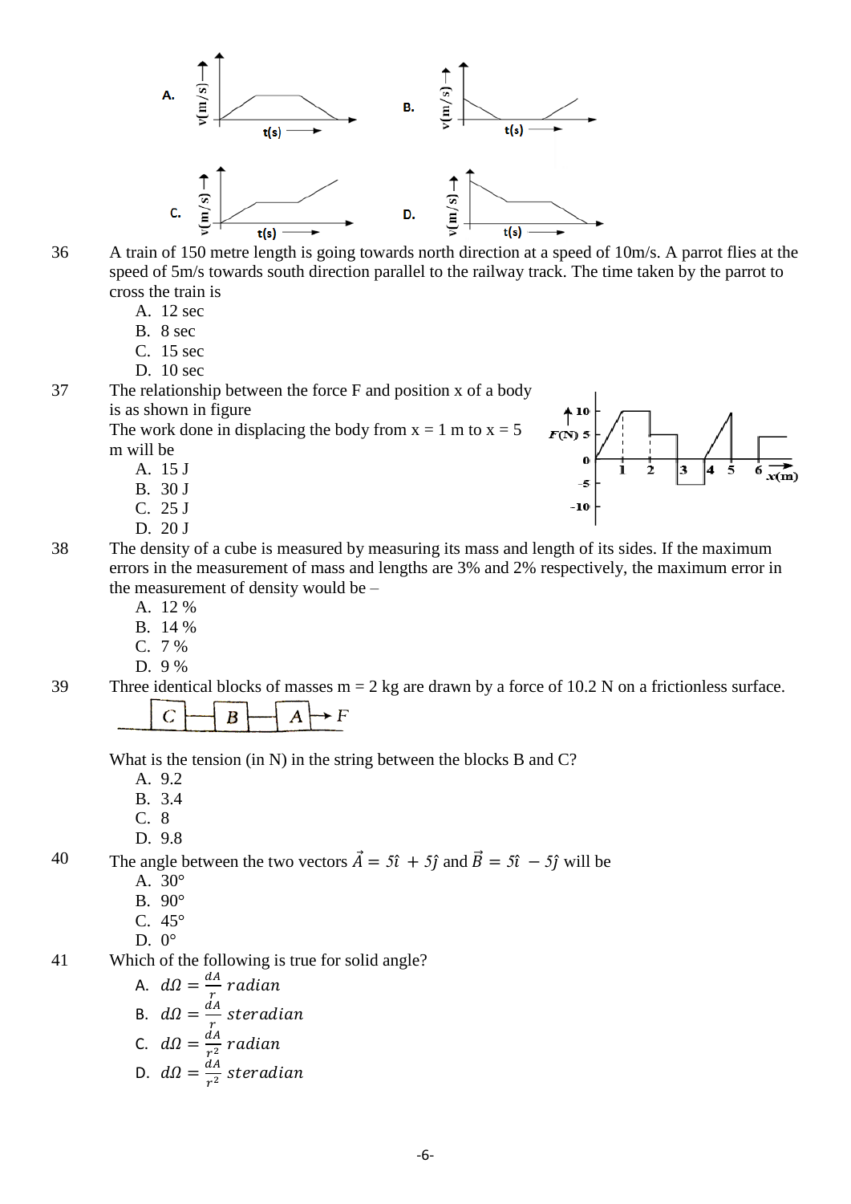A.

B.

C.

D.

36 A train of 150 metre length is going towards north direction at a speed of 10m/s. A parrot flies at the speed of 5m/s towards south direction parallel to the railway track. The time taken by the parrot to cross the train is

A. 12 sec
B. 8 sec
C. 15 sec
D. 10 sec

37 The relationship between the force F and position x of a body is as shown in figure

The work done in displacing the body from x = 1 m to x = 5 m will be

A. 15 J
B. 30 J
C. 25 J
D. 20 J

38 The density of a cube is measured by measuring its mass and length of its sides. If the maximum errors in the measurement of mass and lengths are 3% and 2% respectively, the maximum error in the measurement of density would be –

A. 12 %
B. 14 %
C. 7 %
D. 9 %

39 Three identical blocks of masses m = 2 kg are drawn by a force of 10.2 N on a frictionless surface.

What is the tension (in N) in the string between the blocks B and C?

A. 9.2
B. 3.4
C. 8
D. 9.8

40 The angle between the two vectors $\vec{A} = 5\hat{\imath} + 5\hat{\jmath}$ and $\vec{B} = 5\hat{\imath} - 5\hat{\jmath}$ will be

A. 30°
B. 90°
C. 45°
D. 0°

41 Which of the following is true for solid angle?

A. $d\Omega = \frac{dA}{r}\ radian$
B. $d\Omega = \frac{dA}{r}\ steradian$
C. $d\Omega = \frac{dA}{r^2}\ radian$
D. $d\Omega = \frac{dA}{r^2}\ steradian$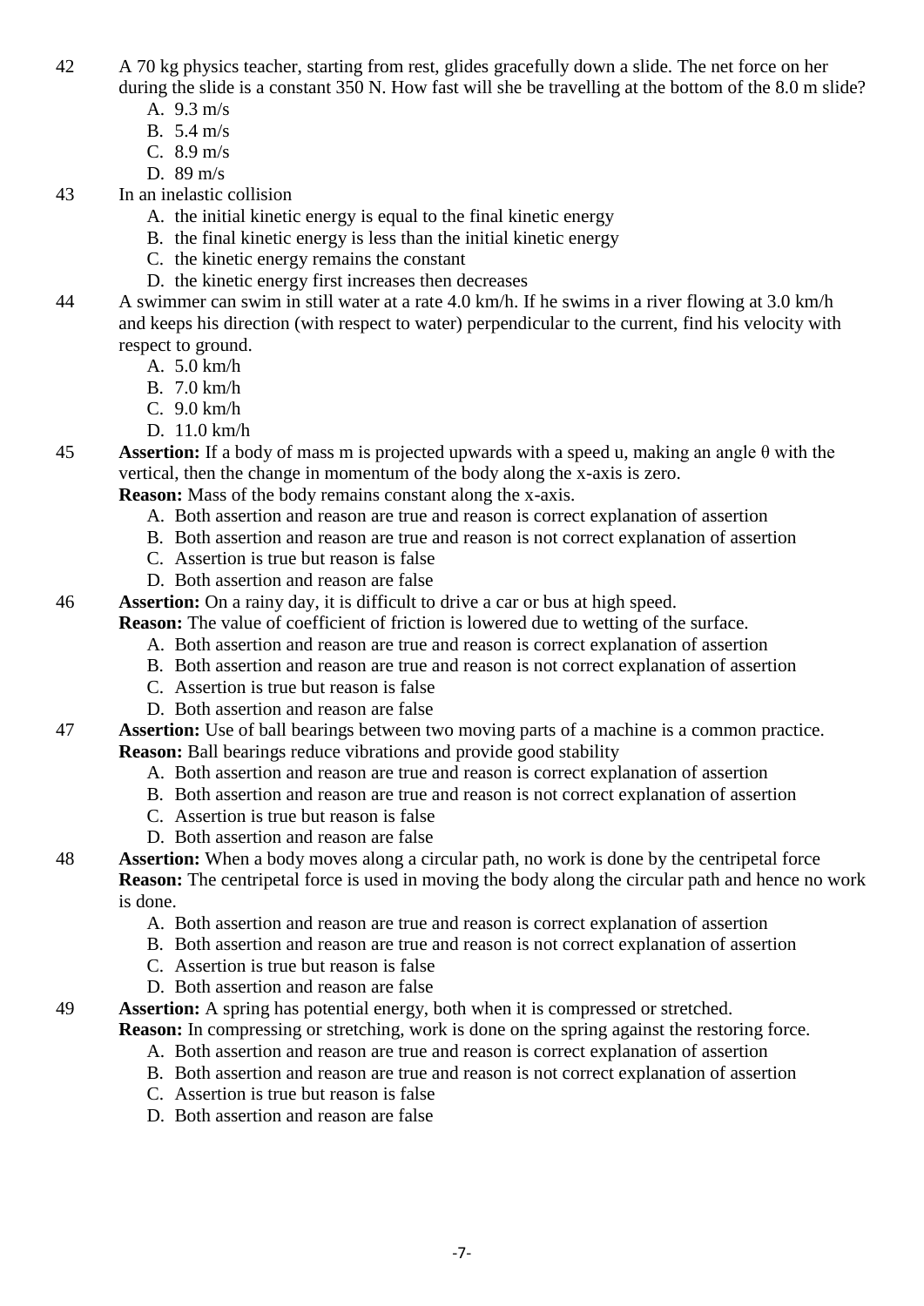42 A 70 kg physics teacher, starting from rest, glides gracefully down a slide. The net force on her during the slide is a constant 350 N. How fast will she be travelling at the bottom of the 8.0 m slide?

A. 9.3 m/s
B. 5.4 m/s
C. 8.9 m/s
D. 89 m/s

43 In an inelastic collision

A. the initial kinetic energy is equal to the final kinetic energy
B. the final kinetic energy is less than the initial kinetic energy
C. the kinetic energy remains the constant
D. the kinetic energy first increases then decreases

44 A swimmer can swim in still water at a rate 4.0 km/h. If he swims in a river flowing at 3.0 km/h and keeps his direction (with respect to water) perpendicular to the current, find his velocity with respect to ground.

A. 5.0 km/h
B. 7.0 km/h
C. 9.0 km/h
D. 11.0 km/h

45 **Assertion:** If a body of mass m is projected upwards with a speed u, making an angle θ with the vertical, then the change in momentum of the body along the x-axis is zero.
**Reason:** Mass of the body remains constant along the x-axis.

A. Both assertion and reason are true and reason is correct explanation of assertion
B. Both assertion and reason are true and reason is not correct explanation of assertion
C. Assertion is true but reason is false
D. Both assertion and reason are false

46 **Assertion:** On a rainy day, it is difficult to drive a car or bus at high speed.
**Reason:** The value of coefficient of friction is lowered due to wetting of the surface.

A. Both assertion and reason are true and reason is correct explanation of assertion
B. Both assertion and reason are true and reason is not correct explanation of assertion
C. Assertion is true but reason is false
D. Both assertion and reason are false

47 **Assertion:** Use of ball bearings between two moving parts of a machine is a common practice.
**Reason:** Ball bearings reduce vibrations and provide good stability

A. Both assertion and reason are true and reason is correct explanation of assertion
B. Both assertion and reason are true and reason is not correct explanation of assertion
C. Assertion is true but reason is false
D. Both assertion and reason are false

48 **Assertion:** When a body moves along a circular path, no work is done by the centripetal force
**Reason:** The centripetal force is used in moving the body along the circular path and hence no work is done.

A. Both assertion and reason are true and reason is correct explanation of assertion
B. Both assertion and reason are true and reason is not correct explanation of assertion
C. Assertion is true but reason is false
D. Both assertion and reason are false

49 **Assertion:** A spring has potential energy, both when it is compressed or stretched.
**Reason:** In compressing or stretching, work is done on the spring against the restoring force.

A. Both assertion and reason are true and reason is correct explanation of assertion
B. Both assertion and reason are true and reason is not correct explanation of assertion
C. Assertion is true but reason is false
D. Both assertion and reason are false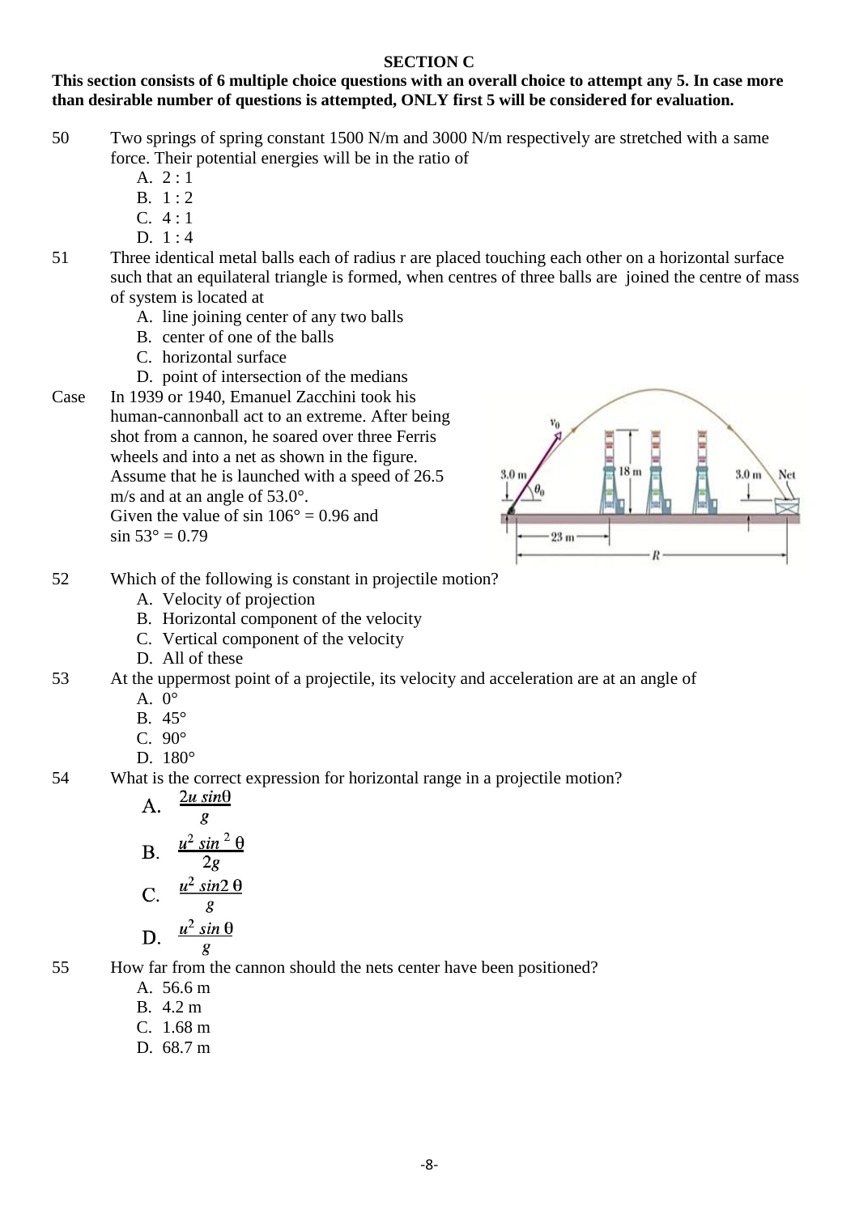**SECTION C**

**This section consists of 6 multiple choice questions with an overall choice to attempt any 5. In case more than desirable number of questions is attempted, ONLY first 5 will be considered for evaluation.**

50 Two springs of spring constant 1500 N/m and 3000 N/m respectively are stretched with a same force. Their potential energies will be in the ratio of

A. 2 : 1
B. 1 : 2
C. 4 : 1
D. 1 : 4

51 Three identical metal balls each of radius r are placed touching each other on a horizontal surface such that an equilateral triangle is formed, when centres of three balls are joined the centre of mass of system is located at

A. line joining center of any two balls
B. center of one of the balls
C. horizontal surface
D. point of intersection of the medians

Case In 1939 or 1940, Emanuel Zacchini took his human-cannonball act to an extreme. After being shot from a cannon, he soared over three Ferris wheels and into a net as shown in the figure. Assume that he is launched with a speed of 26.5 m/s and at an angle of 53.0°.
Given the value of sin 106° = 0.96 and sin 53° = 0.79

$v_0$

3.0 m

$\theta_0$

18 m

3.0 m

Net

23 m

$R$

52 Which of the following is constant in projectile motion?

A. Velocity of projection
B. Horizontal component of the velocity
C. Vertical component of the velocity
D. All of these

53 At the uppermost point of a projectile, its velocity and acceleration are at an angle of

A. 0°
B. 45°
C. 90°
D. 180°

54 What is the correct expression for horizontal range in a projectile motion?

A. $\frac{2u \sin\theta}{g}$

B. $\frac{u^2 \sin^2 \theta}{2g}$

C. $\frac{u^2 \sin 2\theta}{g}$

D. $\frac{u^2 \sin \theta}{g}$

55 How far from the cannon should the nets center have been positioned?

A. 56.6 m
B. 4.2 m
C. 1.68 m
D. 68.7 m